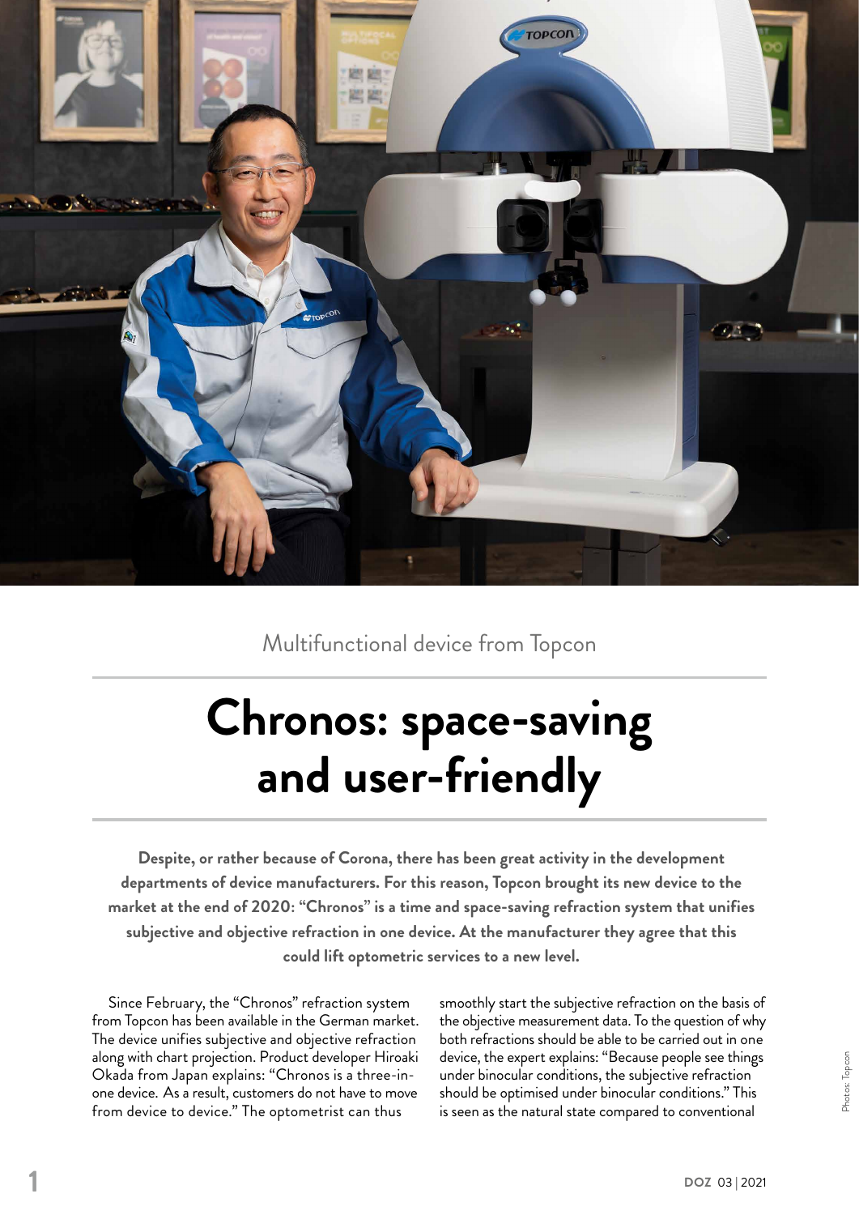Multifunctional device from Topcon

# Chronos: space-saving and user-friendly

**Despite, or rather because of Corona, there has been great activity in the development departments of device manufacturers. For this reason, Topcon brought its new device to the market at the end of 2020: "Chronos" is a time and space-saving refraction system that unifies subjective and objective refraction in one device. At the manufacturer they agree that this could lift optometric services to a new level.**

Since February, the "Chronos" refraction system from Topcon has been available in the German market. The device unifies subjective and objective refraction along with chart projection. Product developer Hiroaki Okada from Japan explains: "Chronos is a three-in-one device. As a result, customers do not have to move from device to device." The optometrist can thus smoothly start the subjective refraction on the basis of the objective measurement data. To the question of why both refractions should be able to be carried out in one device, the expert explains: "Because people see things under binocular conditions, the subjective refraction should be optimised under binocular conditions." This is seen as the natural state compared to conventional

Photos: Topcon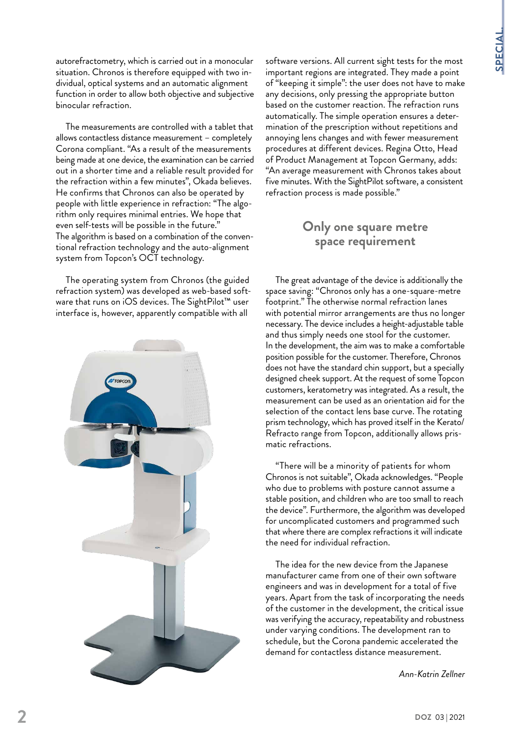autorefractometry, which is carried out in a monocular situation. Chronos is therefore equipped with two individual, optical systems and an automatic alignment function in order to allow both objective and subjective binocular refraction.

The measurements are controlled with a tablet that allows contactless distance measurement – completely Corona compliant. "As a result of the measurements being made at one device, the examination can be carried out in a shorter time and a reliable result provided for the refraction within a few minutes", Okada believes. He confirms that Chronos can also be operated by people with little experience in refraction: "The algorithm only requires minimal entries. We hope that even self-tests will be possible in the future." The algorithm is based on a combination of the conventional refraction technology and the auto-alignment system from Topcon's OCT technology.

The operating system from Chronos (the guided refraction system) was developed as web-based software that runs on iOS devices. The SightPilot™ user interface is, however, apparently compatible with all software versions. All current sight tests for the most important regions are integrated. They made a point of "keeping it simple": the user does not have to make any decisions, only pressing the appropriate button based on the customer reaction. The refraction runs automatically. The simple operation ensures a determination of the prescription without repetitions and annoying lens changes and with fewer measurement procedures at different devices. Regina Otto, Head of Product Management at Topcon Germany, adds: "An average measurement with Chronos takes about five minutes. With the SightPilot software, a consistent refraction process is made possible."

## Only one square metre space requirement

The great advantage of the device is additionally the space saving: "Chronos only has a one-square-metre footprint." The otherwise normal refraction lanes with potential mirror arrangements are thus no longer necessary. The device includes a height-adjustable table and thus simply needs one stool for the customer. In the development, the aim was to make a comfortable position possible for the customer. Therefore, Chronos does not have the standard chin support, but a specially designed cheek support. At the request of some Topcon customers, keratometry was integrated. As a result, the measurement can be used as an orientation aid for the selection of the contact lens base curve. The rotating prism technology, which has proved itself in the Kerato/Refracto range from Topcon, additionally allows prismatic refractions.

"There will be a minority of patients for whom Chronos is not suitable", Okada acknowledges. "People who due to problems with posture cannot assume a stable position, and children who are too small to reach the device". Furthermore, the algorithm was developed for uncomplicated customers and programmed such that where there are complex refractions it will indicate the need for individual refraction.

The idea for the new device from the Japanese manufacturer came from one of their own software engineers and was in development for a total of five years. Apart from the task of incorporating the needs of the customer in the development, the critical issue was verifying the accuracy, repeatability and robustness under varying conditions. The development ran to schedule, but the Corona pandemic accelerated the demand for contactless distance measurement.

*Ann-Katrin Zellner*